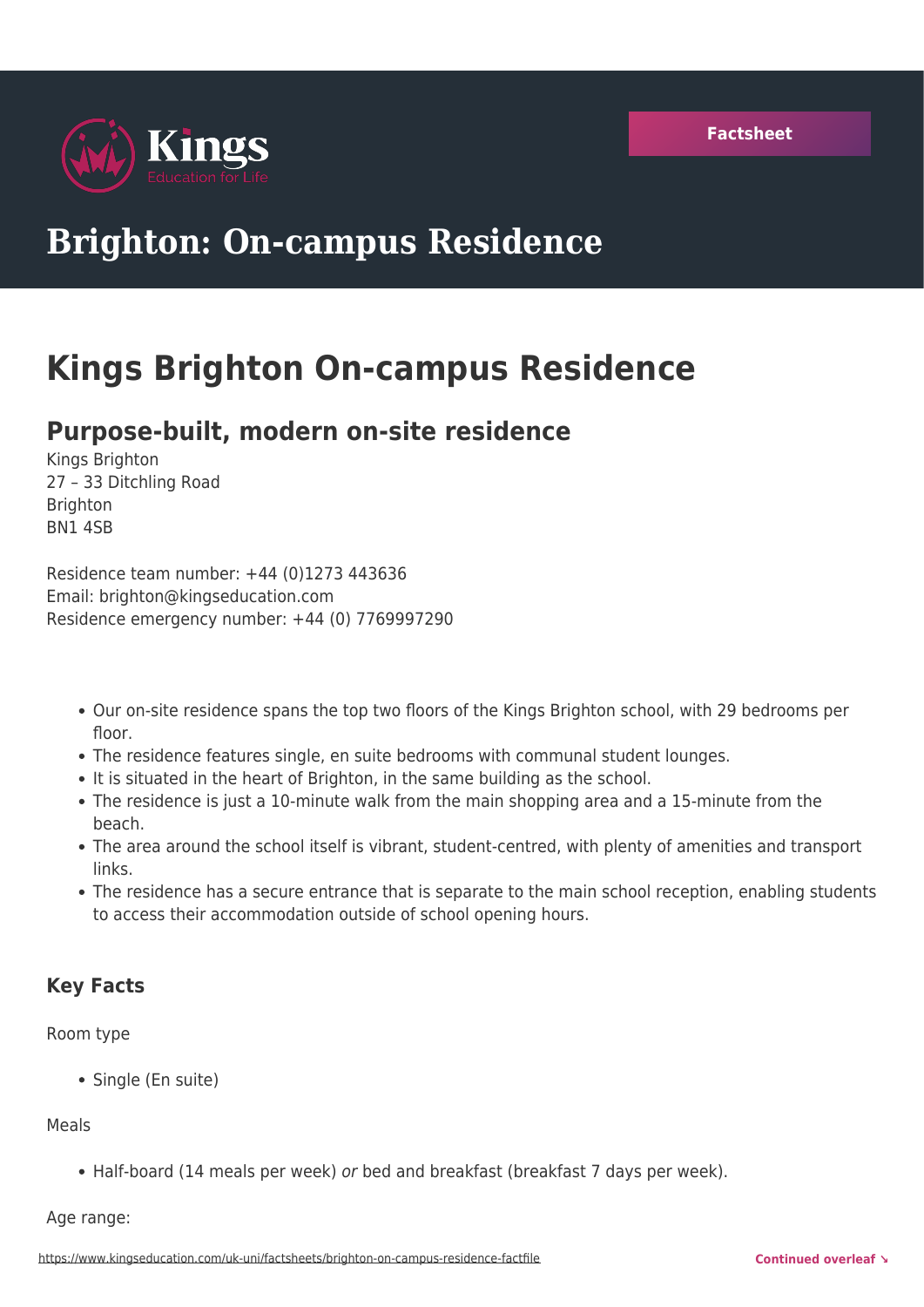Factsheet

# Brighton: On-campus Residence

# Kings Brighton On-campus Residence

## Purpose-built, modern on-site residence

Kings Brighton
27 – 33 Ditchling Road
Brighton
BN1 4SB

Residence team number: +44 (0)1273 443636
Email: brighton@kingseducation.com
Residence emergency number: +44 (0) 7769997290

- Our on-site residence spans the top two floors of the Kings Brighton school, with 29 bedrooms per floor.
- The residence features single, en suite bedrooms with communal student lounges.
- It is situated in the heart of Brighton, in the same building as the school.
- The residence is just a 10-minute walk from the main shopping area and a 15-minute from the beach.
- The area around the school itself is vibrant, student-centred, with plenty of amenities and transport links.
- The residence has a secure entrance that is separate to the main school reception, enabling students to access their accommodation outside of school opening hours.

### Key Facts

Room type

- Single (En suite)

Meals

- Half-board (14 meals per week) *or* bed and breakfast (breakfast 7 days per week).

Age range: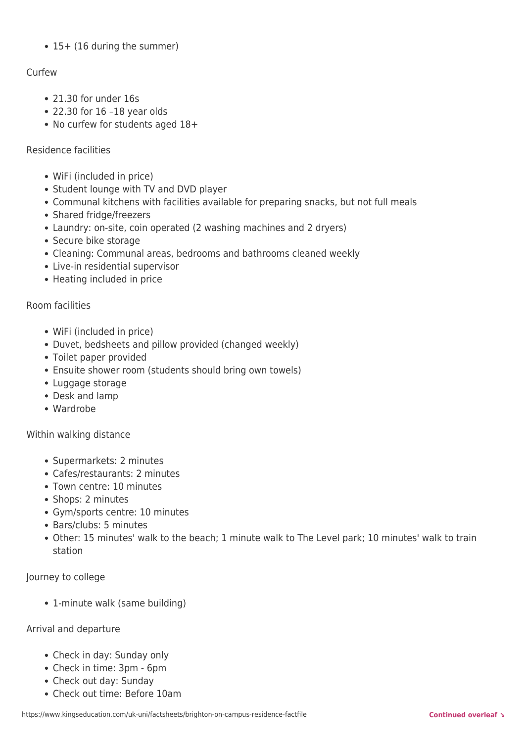- 15+ (16 during the summer)

Curfew

- 21.30 for under 16s
- 22.30 for 16 –18 year olds
- No curfew for students aged 18+

Residence facilities

- WiFi (included in price)
- Student lounge with TV and DVD player
- Communal kitchens with facilities available for preparing snacks, but not full meals
- Shared fridge/freezers
- Laundry: on-site, coin operated (2 washing machines and 2 dryers)
- Secure bike storage
- Cleaning: Communal areas, bedrooms and bathrooms cleaned weekly
- Live-in residential supervisor
- Heating included in price

Room facilities

- WiFi (included in price)
- Duvet, bedsheets and pillow provided (changed weekly)
- Toilet paper provided
- Ensuite shower room (students should bring own towels)
- Luggage storage
- Desk and lamp
- Wardrobe

Within walking distance

- Supermarkets: 2 minutes
- Cafes/restaurants: 2 minutes
- Town centre: 10 minutes
- Shops: 2 minutes
- Gym/sports centre: 10 minutes
- Bars/clubs: 5 minutes
- Other: 15 minutes' walk to the beach; 1 minute walk to The Level park; 10 minutes' walk to train station

Journey to college

- 1-minute walk (same building)

Arrival and departure

- Check in day: Sunday only
- Check in time: 3pm - 6pm
- Check out day: Sunday
- Check out time: Before 10am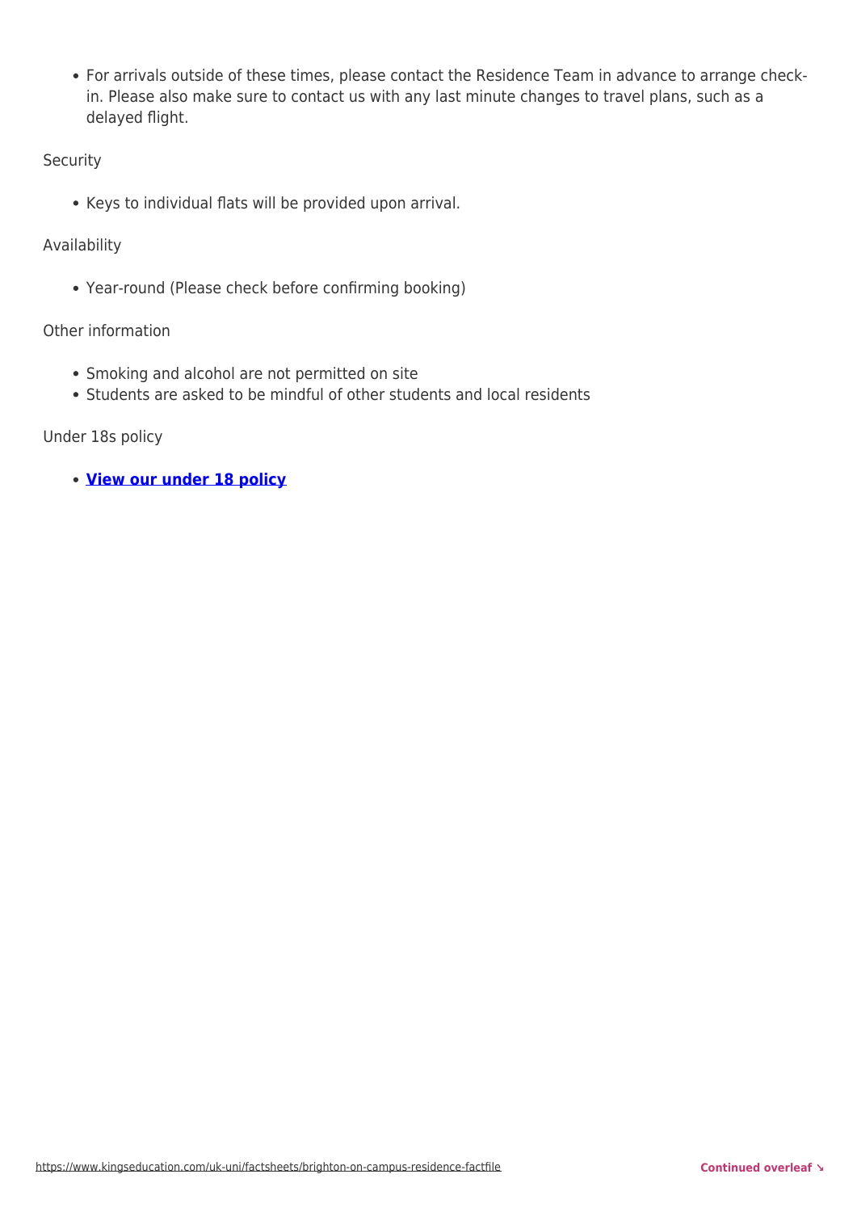- For arrivals outside of these times, please contact the Residence Team in advance to arrange check-in. Please also make sure to contact us with any last minute changes to travel plans, such as a delayed flight.

Security

- Keys to individual flats will be provided upon arrival.

Availability

- Year-round (Please check before confirming booking)

Other information

- Smoking and alcohol are not permitted on site
- Students are asked to be mindful of other students and local residents

Under 18s policy

- **View our under 18 policy**